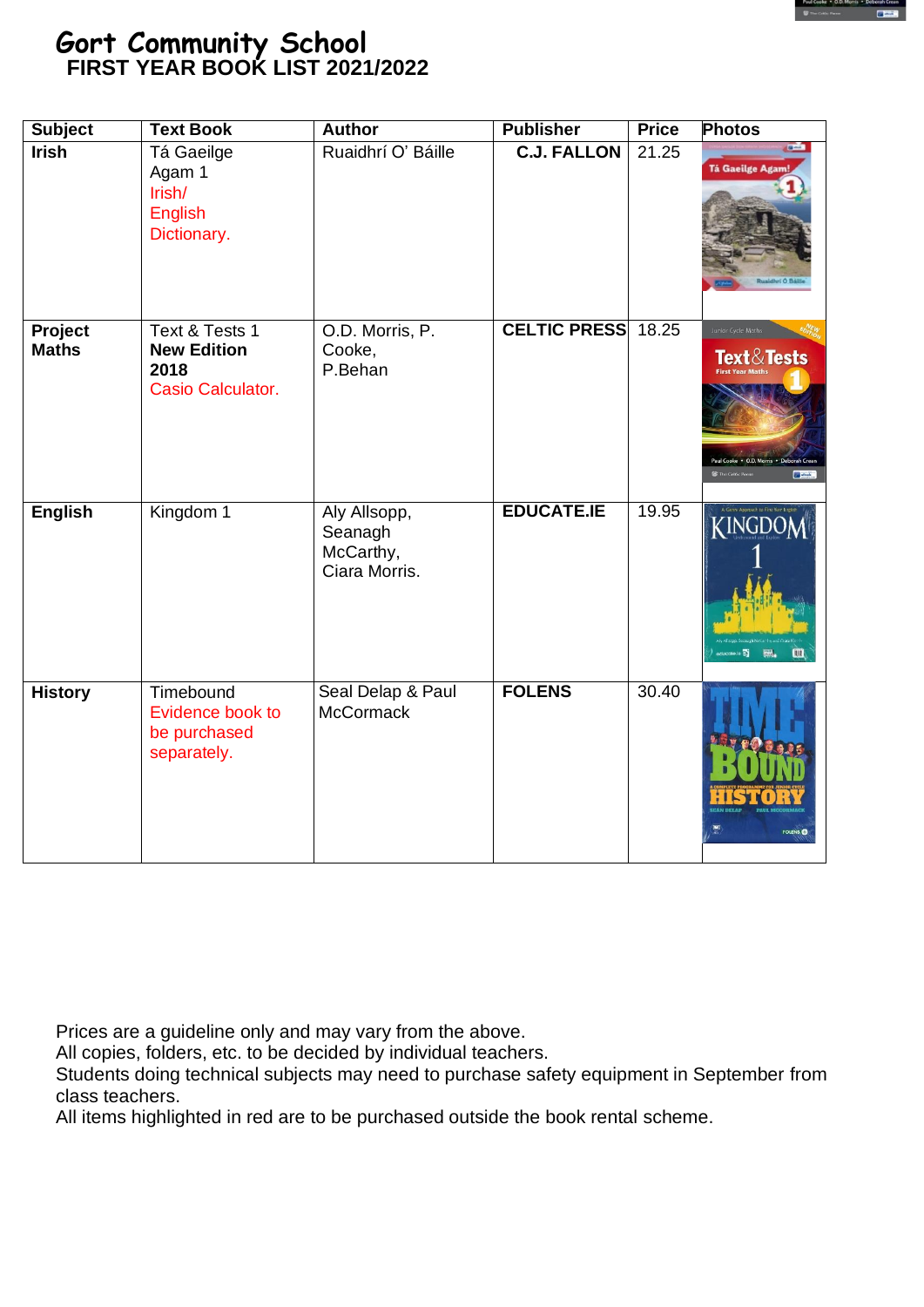# Gort Community School
## FIRST YEAR BOOK LIST 2021/2022

| Subject | Text Book | Author | Publisher | Price | Photos |
|---|---|---|---|---|---|
| **Irish** | Tá Gaeilge Agam 1 Irish/ English Dictionary. | Ruaidhrí O' Báille | **C.J. FALLON** | 21.25 | |
| **Project Maths** | Text & Tests 1 **New Edition 2018** Casio Calculator. | O.D. Morris, P. Cooke, P.Behan | **CELTIC PRESS** | 18.25 | |
| **English** | Kingdom 1 | Aly Allsopp, Seanagh McCarthy, Ciara Morris. | **EDUCATE.IE** | 19.95 | |
| **History** | Timebound Evidence book to be purchased separately. | Seal Delap & Paul McCormack | **FOLENS** | 30.40 | |

Prices are a guideline only and may vary from the above.
All copies, folders, etc. to be decided by individual teachers.
Students doing technical subjects may need to purchase safety equipment in September from class teachers.
All items highlighted in red are to be purchased outside the book rental scheme.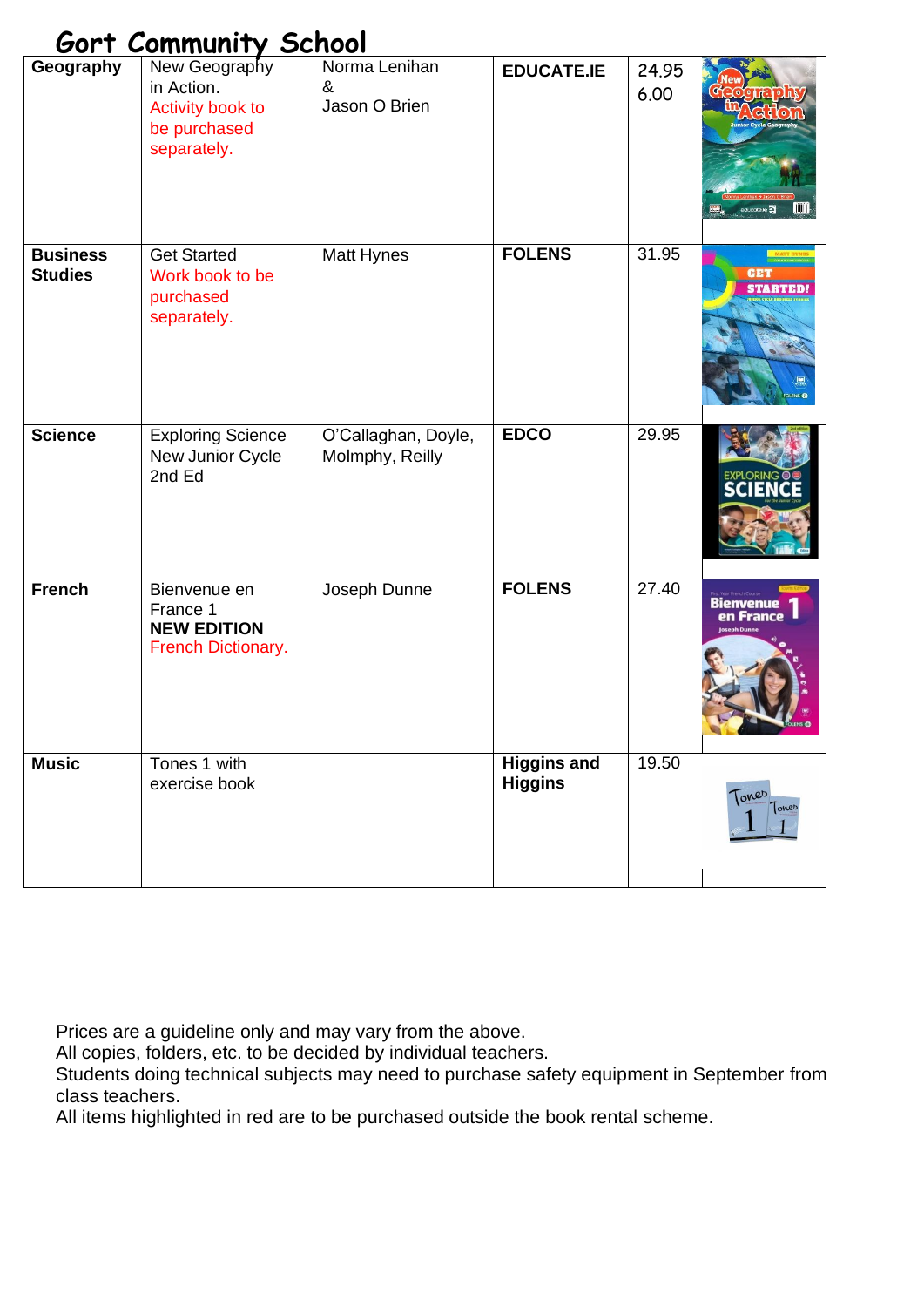# Gort Community School

| Geography | New Geography in Action. Activity book to be purchased separately. | Norma Lenihan & Jason O Brien | EDUCATE.IE | 24.95 6.00 | |
|---|---|---|---|---|---|
| Business Studies | Get Started Work book to be purchased separately. | Matt Hynes | FOLENS | 31.95 | |
| Science | Exploring Science New Junior Cycle 2nd Ed | O'Callaghan, Doyle, Molmphy, Reilly | EDCO | 29.95 | |
| French | Bienvenue en France 1 **NEW EDITION** French Dictionary. | Joseph Dunne | FOLENS | 27.40 | |
| Music | Tones 1 with exercise book | | Higgins and Higgins | 19.50 | |

Prices are a guideline only and may vary from the above.
All copies, folders, etc. to be decided by individual teachers.
Students doing technical subjects may need to purchase safety equipment in September from class teachers.
All items highlighted in red are to be purchased outside the book rental scheme.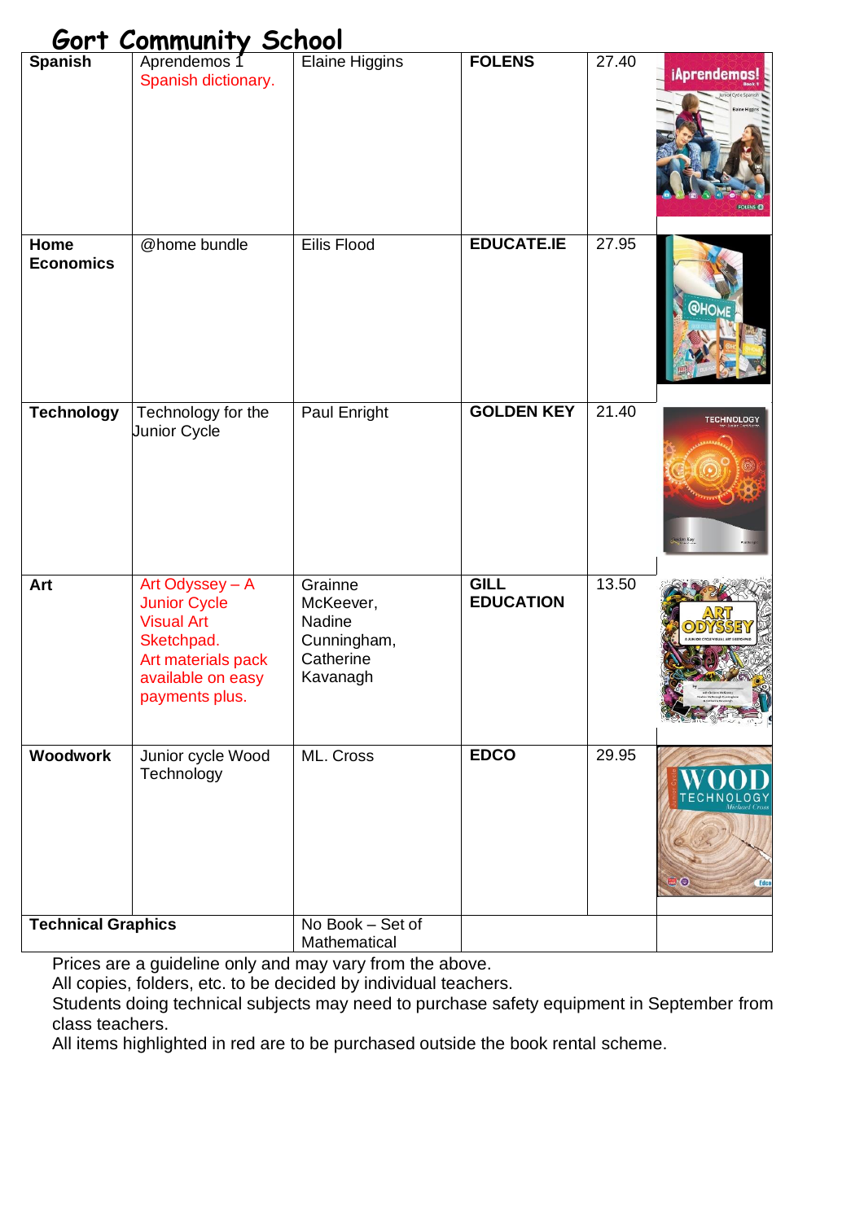# Gort Community School

| Spanish | Aprendemos 1 Spanish dictionary. | Elaine Higgins | FOLENS | 27.40 | |
|---|---|---|---|---|---|
| Home Economics | @home bundle | Eilis Flood | EDUCATE.IE | 27.95 | |
| Technology | Technology for the Junior Cycle | Paul Enright | GOLDEN KEY | 21.40 | |
| Art | Art Odyssey – A Junior Cycle Visual Art Sketchpad. Art materials pack available on easy payments plus. | Grainne McKeever, Nadine Cunningham, Catherine Kavanagh | GILL EDUCATION | 13.50 | |
| Woodwork | Junior cycle Wood Technology | ML. Cross | EDCO | 29.95 | |
| Technical Graphics | | No Book – Set of Mathematical | | | |

Prices are a guideline only and may vary from the above.
All copies, folders, etc. to be decided by individual teachers.
Students doing technical subjects may need to purchase safety equipment in September from class teachers.
All items highlighted in red are to be purchased outside the book rental scheme.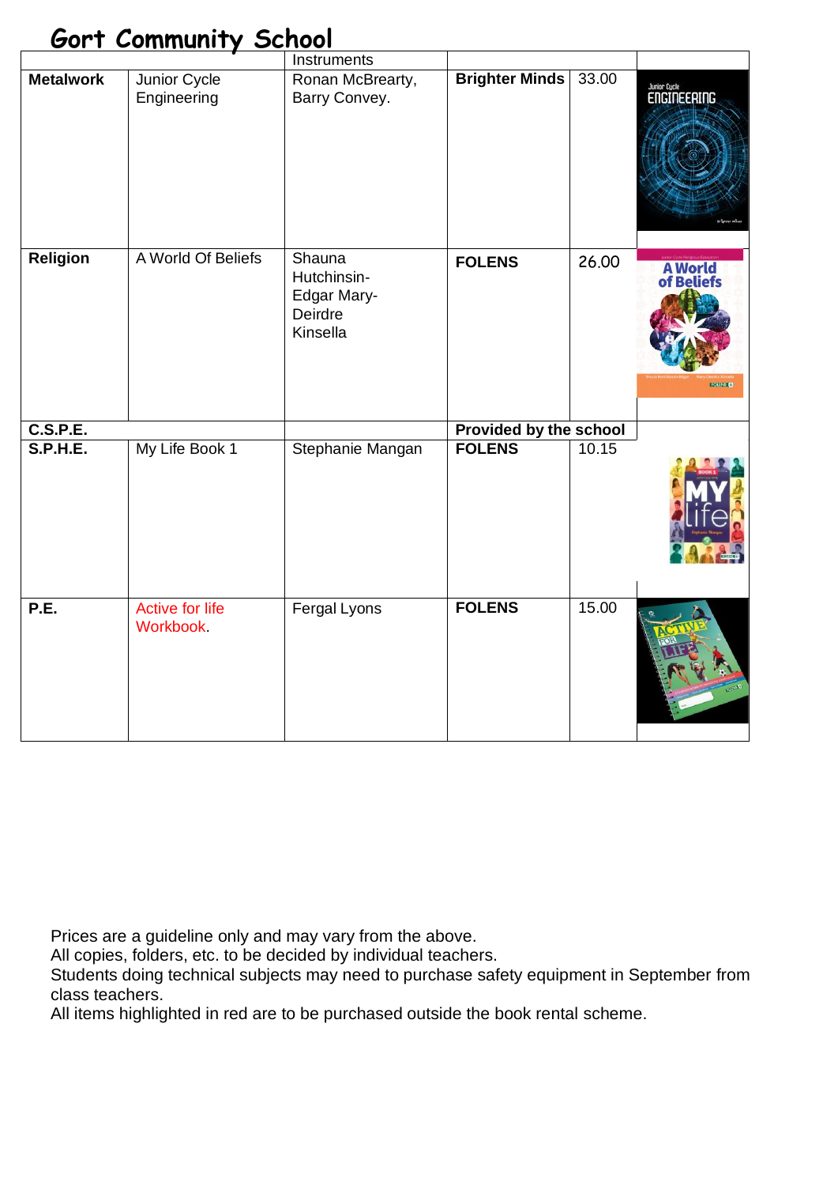# Gort Community School

| | | Instruments | | | |
|---|---|---|---|---|---|
| **Metalwork** | Junior Cycle Engineering | Ronan McBrearty, Barry Convey. | **Brighter Minds** | 33.00 | |
| **Religion** | A World Of Beliefs | Shauna Hutchinsin-Edgar Mary-Deirdre Kinsella | **FOLENS** | 26.00 | |
| **C.S.P.E.** | | | **Provided by the school** | | |
| **S.P.H.E.** | My Life Book 1 | Stephanie Mangan | **FOLENS** | 10.15 | |
| **P.E.** | Active for life Workbook. | Fergal Lyons | **FOLENS** | 15.00 | |

Prices are a guideline only and may vary from the above.
All copies, folders, etc. to be decided by individual teachers.
Students doing technical subjects may need to purchase safety equipment in September from class teachers.
All items highlighted in red are to be purchased outside the book rental scheme.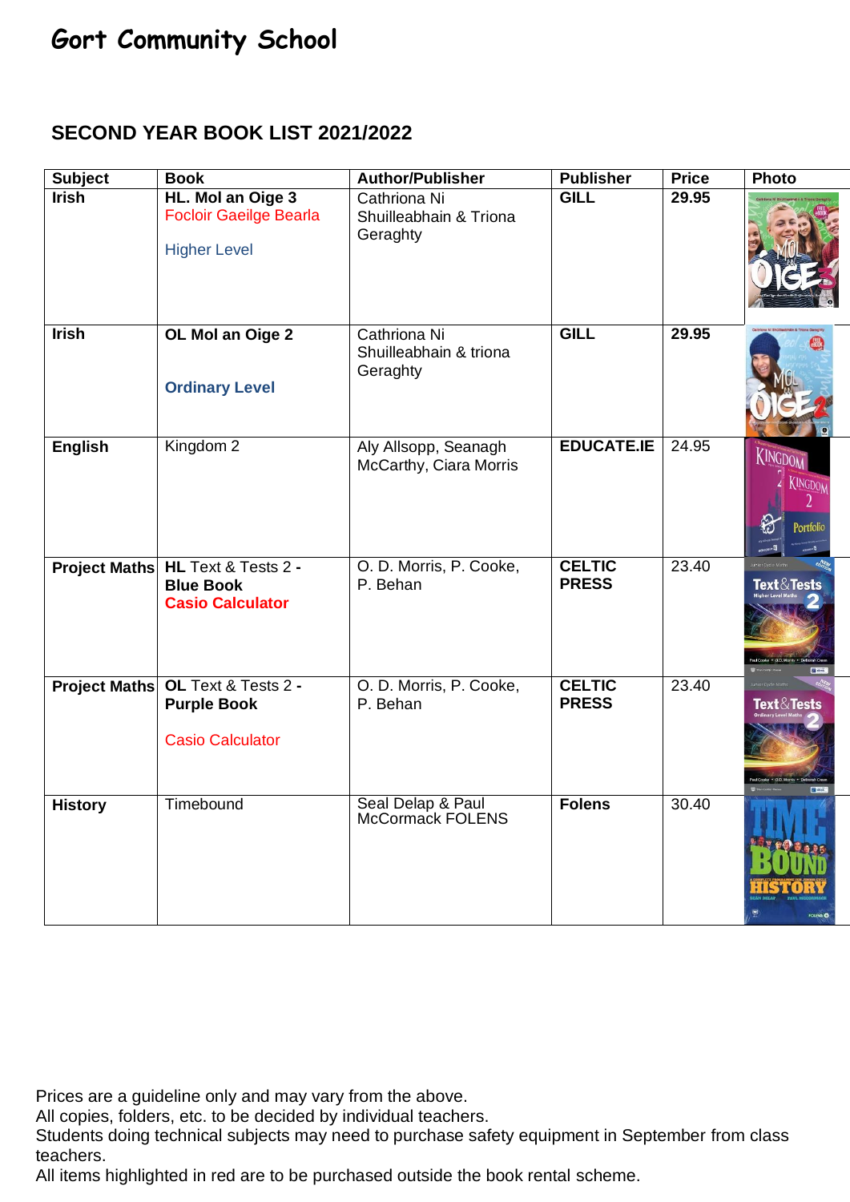# Gort Community School

## SECOND YEAR BOOK LIST 2021/2022

| Subject | Book | Author/Publisher | Publisher | Price | Photo |
|---|---|---|---|---|---|
| **Irish** | **HL. Mol an Oige 3** Focloir Gaeilge Bearla Higher Level | Cathriona Ni Shuilleabhain & Triona Geraghty | **GILL** | **29.95** | |
| **Irish** | **OL Mol an Oige 2** **Ordinary Level** | Cathriona Ni Shuilleabhain & triona Geraghty | **GILL** | **29.95** | |
| **English** | Kingdom 2 | Aly Allsopp, Seanagh McCarthy, Ciara Morris | **EDUCATE.IE** | 24.95 | |
| **Project Maths** | **HL** Text & Tests 2 - **Blue Book** **Casio Calculator** | O. D. Morris, P. Cooke, P. Behan | **CELTIC PRESS** | 23.40 | |
| **Project Maths** | **OL** Text & Tests 2 - **Purple Book** Casio Calculator | O. D. Morris, P. Cooke, P. Behan | **CELTIC PRESS** | 23.40 | |
| **History** | Timebound | Seal Delap & Paul McCormack FOLENS | **Folens** | 30.40 | |

Prices are a guideline only and may vary from the above.
All copies, folders, etc. to be decided by individual teachers.
Students doing technical subjects may need to purchase safety equipment in September from class teachers.
All items highlighted in red are to be purchased outside the book rental scheme.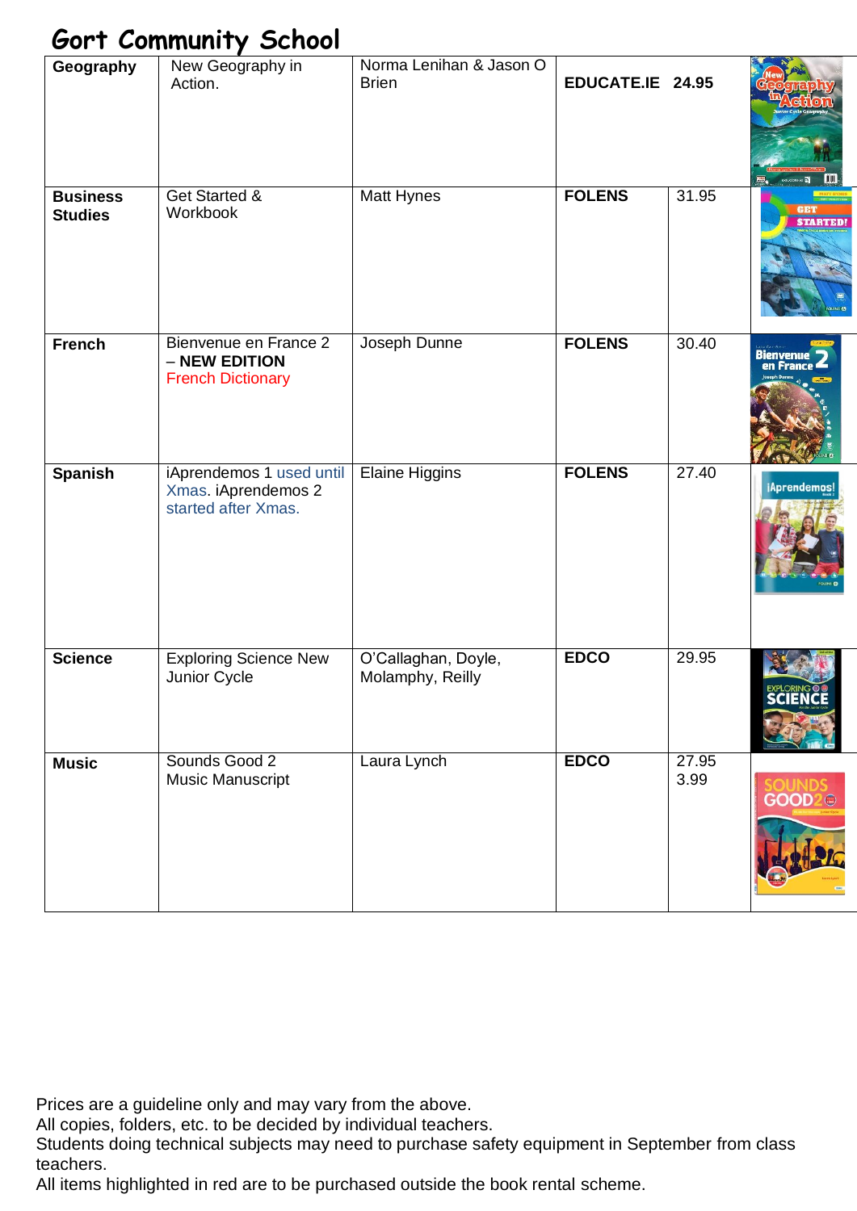# Gort Community School

| | | | | | |
|---|---|---|---|---|---|
| **Geography** | New Geography in Action. | Norma Lenihan & Jason O Brien | **EDUCATE.IE** | **24.95** | |
| **Business Studies** | Get Started & Workbook | Matt Hynes | **FOLENS** | 31.95 | |
| **French** | Bienvenue en France 2 – **NEW EDITION** French Dictionary | Joseph Dunne | **FOLENS** | 30.40 | |
| **Spanish** | iAprendemos 1 used until Xmas. iAprendemos 2 started after Xmas. | Elaine Higgins | **FOLENS** | 27.40 | |
| **Science** | Exploring Science New Junior Cycle | O'Callaghan, Doyle, Molamphy, Reilly | **EDCO** | 29.95 | |
| **Music** | Sounds Good 2 Music Manuscript | Laura Lynch | **EDCO** | 27.95 3.99 | |

Prices are a guideline only and may vary from the above.
All copies, folders, etc. to be decided by individual teachers.
Students doing technical subjects may need to purchase safety equipment in September from class teachers.
All items highlighted in red are to be purchased outside the book rental scheme.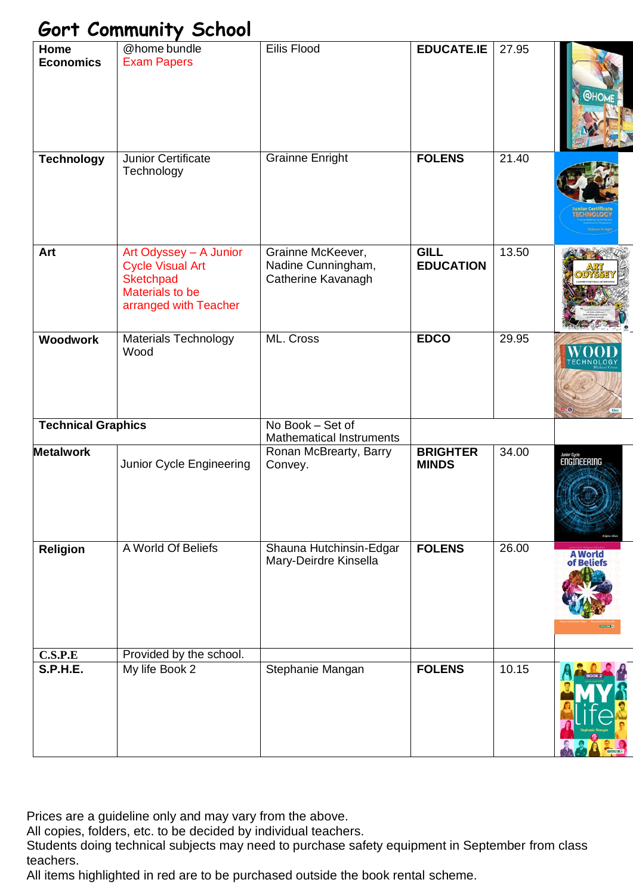# Gort Community School

| Subject | Title | Author | Publisher | Price | |
|---|---|---|---|---|---|
| **Home Economics** | @home bundle<br>Exam Papers | Eilis Flood | **EDUCATE.IE** | 27.95 | |
| **Technology** | Junior Certificate Technology | Grainne Enright | **FOLENS** | 21.40 | |
| **Art** | Art Odyssey – A Junior Cycle Visual Art Sketchpad<br>Materials to be arranged with Teacher | Grainne McKeever, Nadine Cunningham, Catherine Kavanagh | **GILL EDUCATION** | 13.50 | |
| **Woodwork** | Materials Technology Wood | ML. Cross | **EDCO** | 29.95 | |
| **Technical Graphics** | | No Book – Set of Mathematical Instruments | | | |
| **Metalwork** | Junior Cycle Engineering | Ronan McBrearty, Barry Convey. | **BRIGHTER MINDS** | 34.00 | |
| **Religion** | A World Of Beliefs | Shauna Hutchinsin-Edgar Mary-Deirdre Kinsella | **FOLENS** | 26.00 | |
| **C.S.P.E** | Provided by the school. | | | | |
| **S.P.H.E.** | My life Book 2 | Stephanie Mangan | **FOLENS** | 10.15 | |

Prices are a guideline only and may vary from the above.
All copies, folders, etc. to be decided by individual teachers.
Students doing technical subjects may need to purchase safety equipment in September from class teachers.
All items highlighted in red are to be purchased outside the book rental scheme.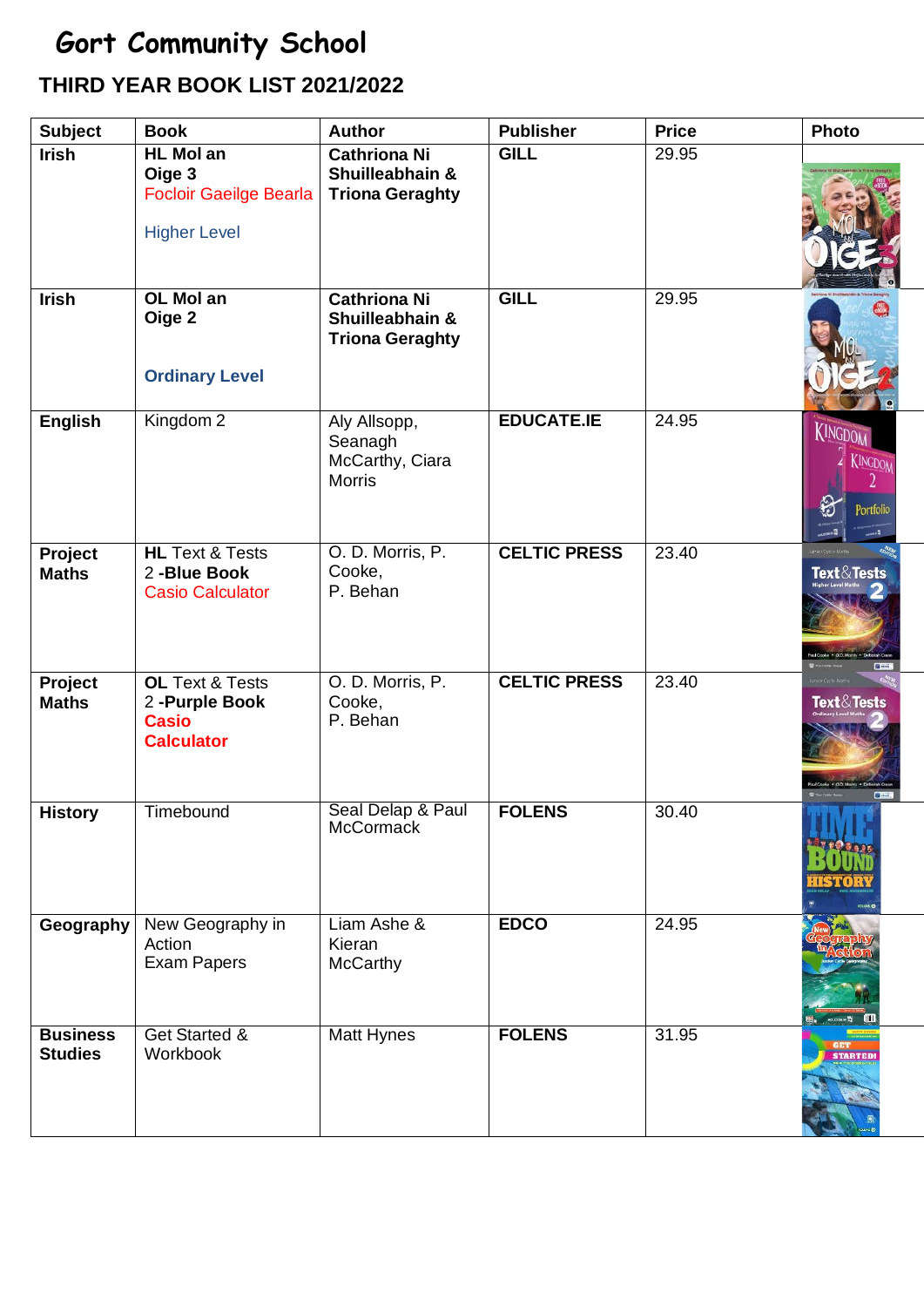# Gort Community School

## THIRD YEAR BOOK LIST 2021/2022

| Subject | Book | Author | Publisher | Price | Photo |
|---|---|---|---|---|---|
| **Irish** | **HL Mol an Oige 3** Foclóir Gaeilge Bearla Higher Level | **Cathriona Ni Shuilleabhain & Triona Geraghty** | **GILL** | 29.95 | |
| **Irish** | **OL Mol an Oige 2** **Ordinary Level** | **Cathriona Ni Shuilleabhain & Triona Geraghty** | **GILL** | 29.95 | |
| **English** | Kingdom 2 | Aly Allsopp, Seanagh McCarthy, Ciara Morris | **EDUCATE.IE** | 24.95 | |
| **Project Maths** | **HL** Text & Tests 2 **-Blue Book** Casio Calculator | O. D. Morris, P. Cooke, P. Behan | **CELTIC PRESS** | 23.40 | |
| **Project Maths** | **OL** Text & Tests 2 **-Purple Book** **Casio Calculator** | O. D. Morris, P. Cooke, P. Behan | **CELTIC PRESS** | 23.40 | |
| **History** | Timebound | Seal Delap & Paul McCormack | **FOLENS** | 30.40 | |
| **Geography** | New Geography in Action Exam Papers | Liam Ashe & Kieran McCarthy | **EDCO** | 24.95 | |
| **Business Studies** | Get Started & Workbook | Matt Hynes | **FOLENS** | 31.95 | |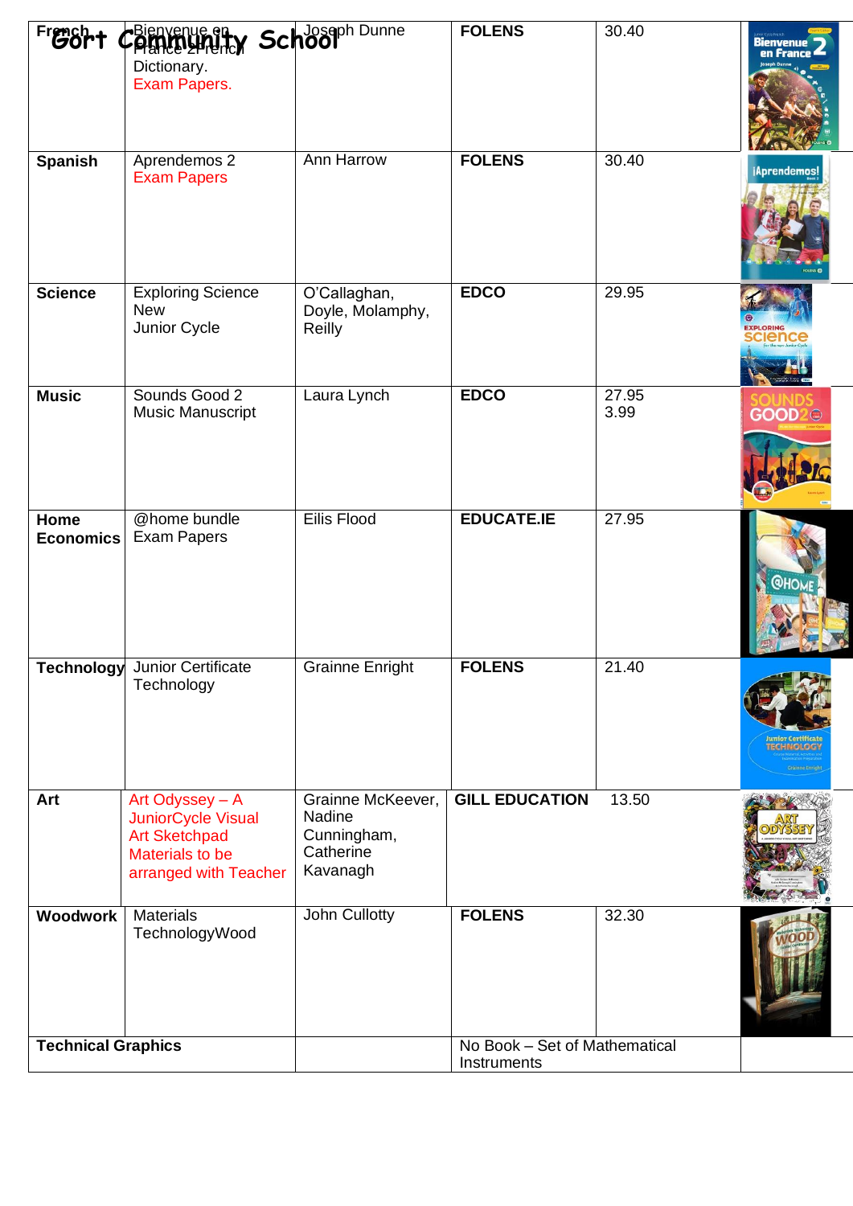# Gort Community School

| French | Bienvenue en France 2 French Dictionary. Exam Papers. | Joseph Dunne | FOLENS | 30.40 | |
|---|---|---|---|---|---|
| Spanish | Aprendemos 2 Exam Papers | Ann Harrow | FOLENS | 30.40 | |
| Science | Exploring Science New Junior Cycle | O'Callaghan, Doyle, Molamphy, Reilly | EDCO | 29.95 | |
| Music | Sounds Good 2 Music Manuscript | Laura Lynch | EDCO | 27.95 3.99 | |
| Home Economics | @home bundle Exam Papers | Eilis Flood | EDUCATE.IE | 27.95 | |
| Technology | Junior Certificate Technology | Grainne Enright | FOLENS | 21.40 | |
| Art | Art Odyssey – A JuniorCycle Visual Art Sketchpad Materials to be arranged with Teacher | Grainne McKeever, Nadine Cunningham, Catherine Kavanagh | GILL EDUCATION | 13.50 | |
| Woodwork | Materials TechnologyWood | John Cullotty | FOLENS | 32.30 | |
| Technical Graphics | | | No Book – Set of Mathematical Instruments | | |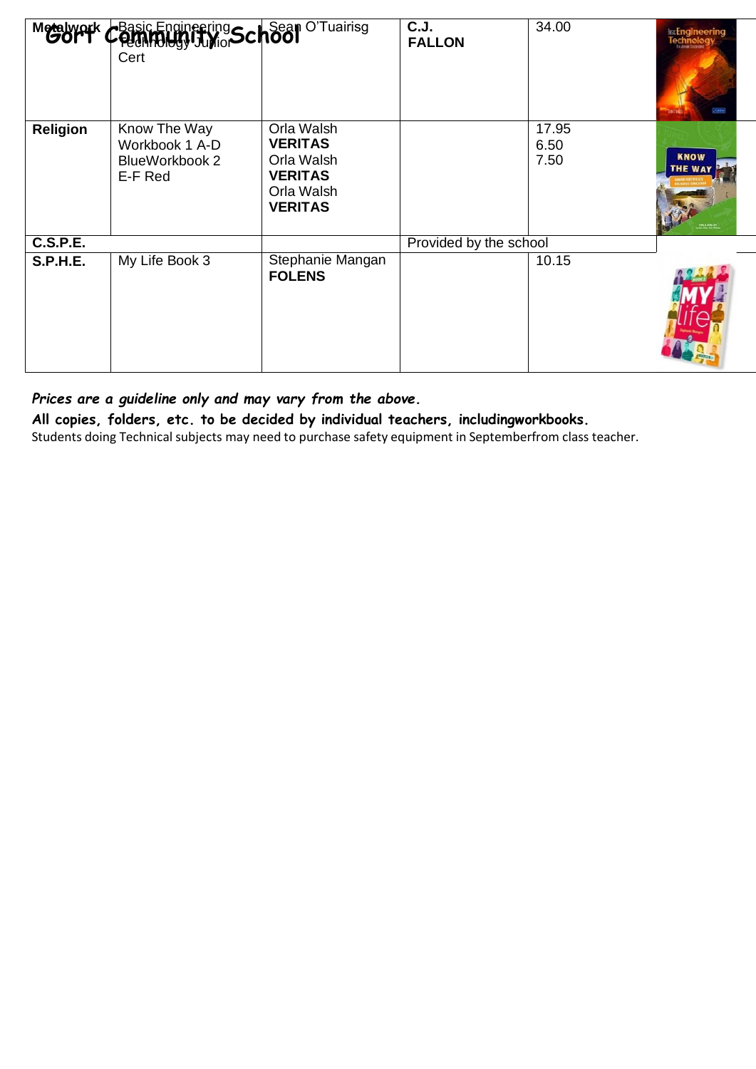# Gort Community School

| Metalwork | Basic Engineering Technology Junior Cert | Sean O'Tuairisg | **C.J. FALLON** | 34.00 | |
|---|---|---|---|---|---|
| **Religion** | Know The Way<br>Workbook 1 A-D<br>BlueWorkbook 2<br>E-F Red | Orla Walsh<br>**VERITAS**<br>Orla Walsh<br>**VERITAS**<br>Orla Walsh<br>**VERITAS** | | 17.95<br>6.50<br>7.50 | |
| **C.S.P.E.** | | | Provided by the school | | |
| **S.P.H.E.** | My Life Book 3 | Stephanie Mangan<br>**FOLENS** | | 10.15 | |

***Prices are a guideline only and may vary from the above.***

**All copies, folders, etc. to be decided by individual teachers, includingworkbooks.**

Students doing Technical subjects may need to purchase safety equipment in Septemberfrom class teacher.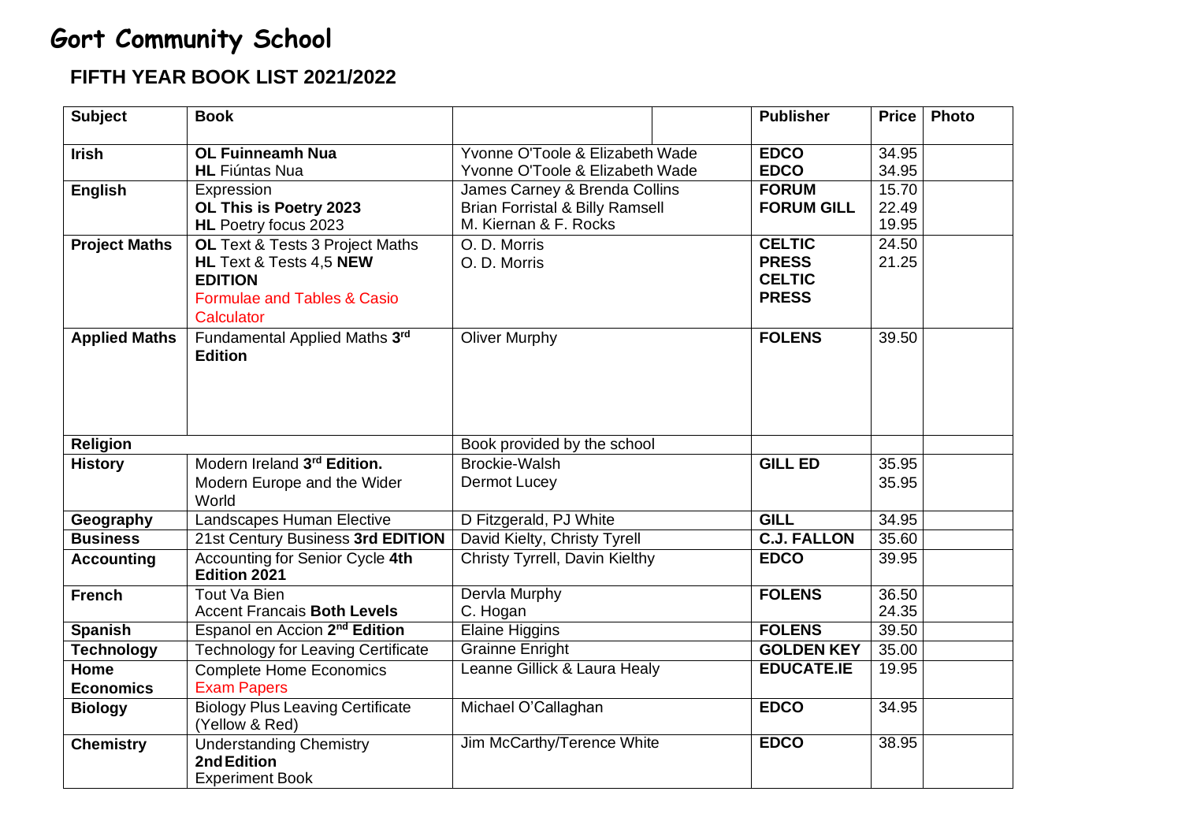# Gort Community School

## FIFTH YEAR BOOK LIST 2021/2022

| Subject | Book | | | Publisher | Price | Photo |
|---|---|---|---|---|---|---|
| **Irish** | **OL Fuinneamh Nua**<br>**HL** Fiúntas Nua | Yvonne O'Toole & Elizabeth Wade<br>Yvonne O'Toole & Elizabeth Wade | | **EDCO**<br>**EDCO** | 34.95<br>34.95 | |
| **English** | Expression<br>**OL This is Poetry 2023**<br>**HL** Poetry focus 2023 | James Carney & Brenda Collins<br>Brian Forristal & Billy Ramsell<br>M. Kiernan & F. Rocks | | **FORUM**<br>**FORUM GILL** | 15.70<br>22.49<br>19.95 | |
| **Project Maths** | **OL** Text & Tests 3 Project Maths<br>**HL** Text & Tests 4,5 **NEW EDITION**<br>Formulae and Tables & Casio Calculator | O. D. Morris<br>O. D. Morris | | **CELTIC PRESS**<br>**CELTIC PRESS** | 24.50<br>21.25 | |
| **Applied Maths** | Fundamental Applied Maths 3rd **Edition** | Oliver Murphy | | **FOLENS** | 39.50 | |
| **Religion** | | Book provided by the school | | | | |
| **History** | Modern Ireland 3rd **Edition.**<br>Modern Europe and the Wider World | Brockie-Walsh<br>Dermot Lucey | | **GILL ED** | 35.95<br>35.95 | |
| **Geography** | Landscapes Human Elective | D Fitzgerald, PJ White | | **GILL** | 34.95 | |
| **Business** | 21st Century Business **3rd EDITION** | David Kielty, Christy Tyrell | | **C.J. FALLON** | 35.60 | |
| **Accounting** | Accounting for Senior Cycle **4th Edition 2021** | Christy Tyrrell, Davin Kielthy | | **EDCO** | 39.95 | |
| **French** | Tout Va Bien<br>Accent Francais **Both Levels** | Dervla Murphy<br>C. Hogan | | **FOLENS** | 36.50<br>24.35 | |
| **Spanish** | Espanol en Accion **2nd Edition** | Elaine Higgins | | **FOLENS** | 39.50 | |
| **Technology** | Technology for Leaving Certificate | Grainne Enright | | **GOLDEN KEY** | 35.00 | |
| **Home Economics** | Complete Home Economics<br>Exam Papers | Leanne Gillick & Laura Healy | | **EDUCATE.IE** | 19.95 | |
| **Biology** | Biology Plus Leaving Certificate (Yellow & Red) | Michael O'Callaghan | | **EDCO** | 34.95 | |
| **Chemistry** | Understanding Chemistry<br>**2nd Edition**<br>Experiment Book | Jim McCarthy/Terence White | | **EDCO** | 38.95 | |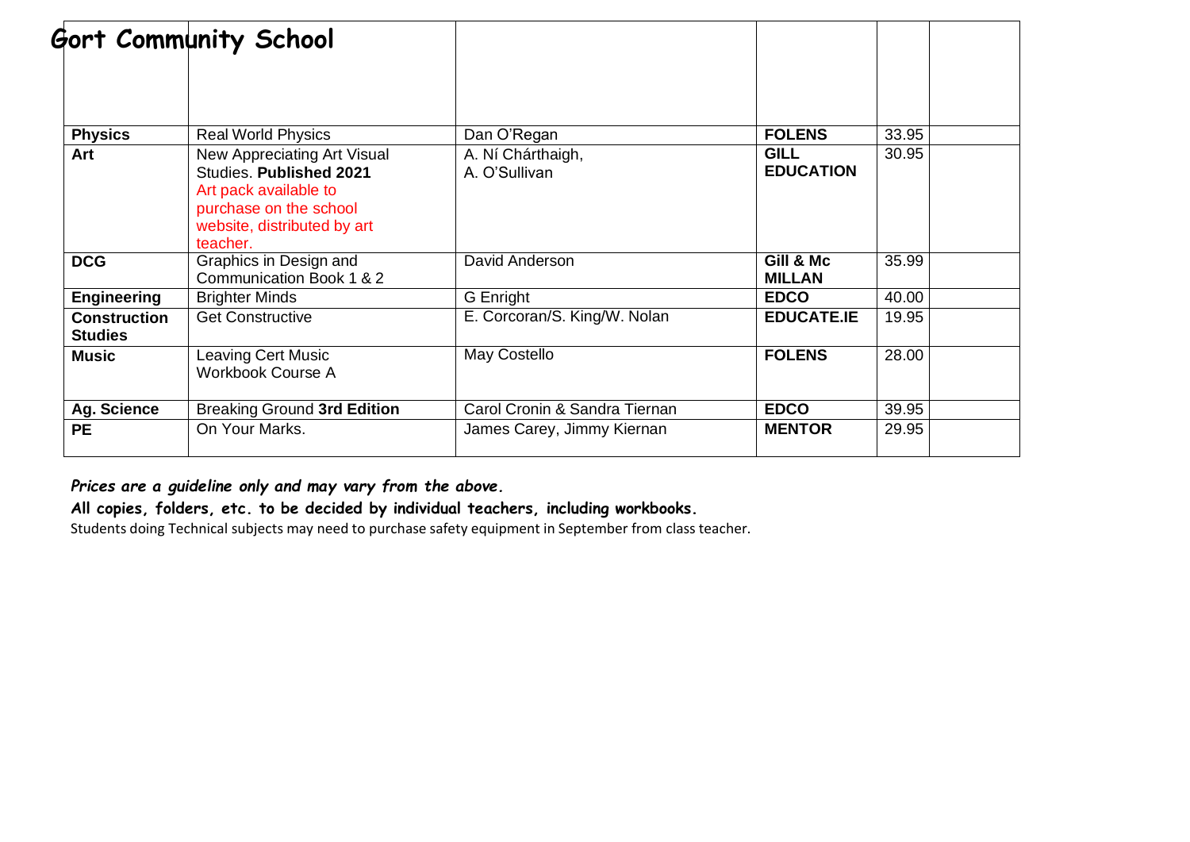# Gort Community School

| | | | | | |
|---|---|---|---|---|---|
| **Physics** | Real World Physics | Dan O'Regan | **FOLENS** | 33.95 | |
| **Art** | New Appreciating Art Visual Studies. **Published 2021** Art pack available to purchase on the school website, distributed by art teacher. | A. Ní Chárthaigh, A. O'Sullivan | **GILL EDUCATION** | 30.95 | |
| **DCG** | Graphics in Design and Communication Book 1 & 2 | David Anderson | **Gill & Mc MILLAN** | 35.99 | |
| **Engineering** | Brighter Minds | G Enright | **EDCO** | 40.00 | |
| **Construction Studies** | Get Constructive | E. Corcoran/S. King/W. Nolan | **EDUCATE.IE** | 19.95 | |
| **Music** | Leaving Cert Music Workbook Course A | May Costello | **FOLENS** | 28.00 | |
| **Ag. Science** | Breaking Ground **3rd Edition** | Carol Cronin & Sandra Tiernan | **EDCO** | 39.95 | |
| **PE** | On Your Marks. | James Carey, Jimmy Kiernan | **MENTOR** | 29.95 | |

***Prices are a guideline only and may vary from the above.***

**All copies, folders, etc. to be decided by individual teachers, including workbooks.**

Students doing Technical subjects may need to purchase safety equipment in September from class teacher.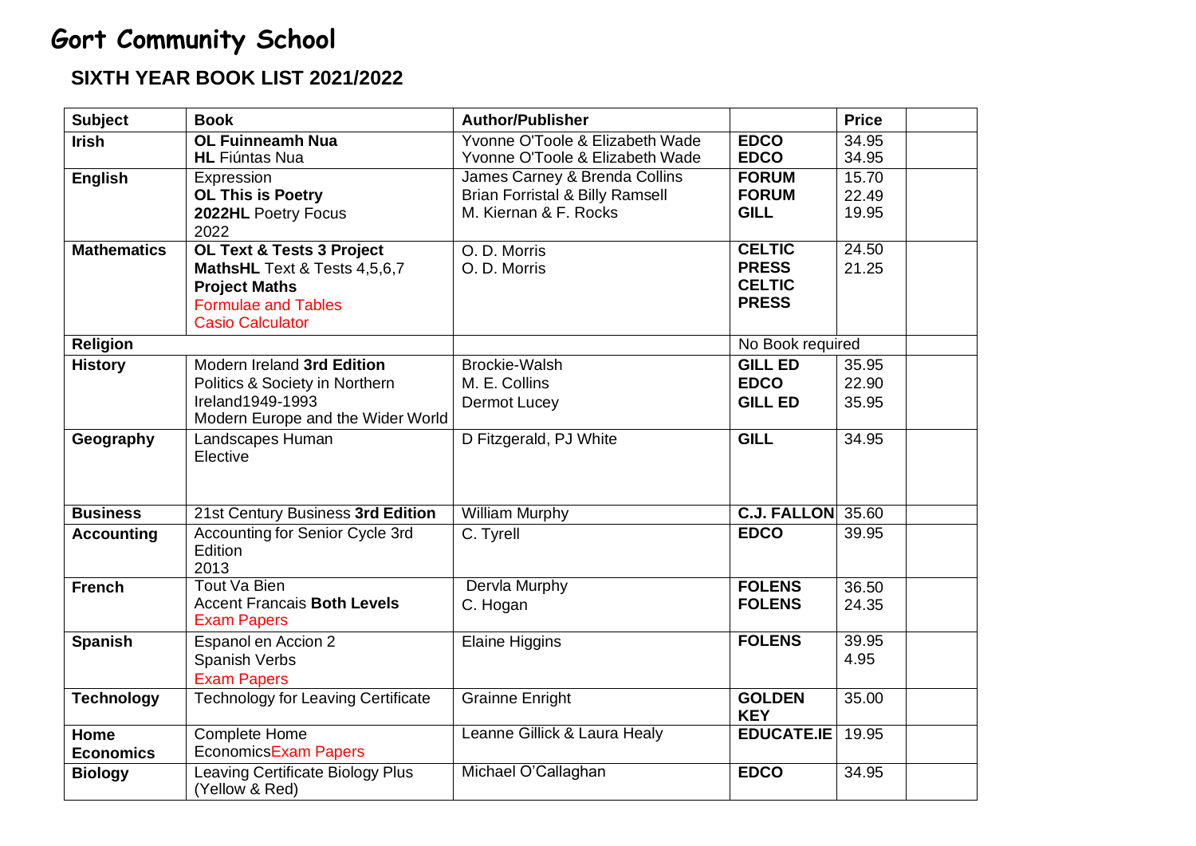# Gort Community School

## SIXTH YEAR BOOK LIST 2021/2022

| Subject | Book | Author/Publisher | | Price | |
|---|---|---|---|---|---|
| **Irish** | **OL Fuinneamh Nua**<br>**HL** Fiúntas Nua | Yvonne O'Toole & Elizabeth Wade<br>Yvonne O'Toole & Elizabeth Wade | **EDCO**<br>**EDCO** | 34.95<br>34.95 | |
| **English** | Expression<br>**OL This is Poetry**<br>**2022HL** Poetry Focus 2022 | James Carney & Brenda Collins<br>Brian Forristal & Billy Ramsell<br>M. Kiernan & F. Rocks | **FORUM**<br>**FORUM**<br>**GILL** | 15.70<br>22.49<br>19.95 | |
| **Mathematics** | **OL Text & Tests 3 Project MathsHL** Text & Tests 4,5,6,7<br>**Project Maths**<br>Formulae and Tables<br>Casio Calculator | O. D. Morris<br>O. D. Morris | **CELTIC PRESS**<br>**CELTIC PRESS** | 24.50<br>21.25 | |
| **Religion** | | | No Book required | | |
| **History** | Modern Ireland **3rd Edition**<br>Politics & Society in Northern Ireland1949-1993<br>Modern Europe and the Wider World | Brockie-Walsh<br>M. E. Collins<br>Dermot Lucey | **GILL ED**<br>**EDCO**<br>**GILL ED** | 35.95<br>22.90<br>35.95 | |
| **Geography** | Landscapes Human Elective | D Fitzgerald, PJ White | **GILL** | 34.95 | |
| **Business** | 21st Century Business **3rd Edition** | William Murphy | **C.J. FALLON** | 35.60 | |
| **Accounting** | Accounting for Senior Cycle 3rd Edition 2013 | C. Tyrell | **EDCO** | 39.95 | |
| **French** | Tout Va Bien<br>Accent Francais **Both Levels**<br>Exam Papers | Dervla Murphy<br>C. Hogan | **FOLENS**<br>**FOLENS** | 36.50<br>24.35 | |
| **Spanish** | Espanol en Accion 2<br>Spanish Verbs<br>Exam Papers | Elaine Higgins | **FOLENS** | 39.95<br>4.95 | |
| **Technology** | Technology for Leaving Certificate | Grainne Enright | **GOLDEN KEY** | 35.00 | |
| **Home Economics** | Complete Home EconomicsExam Papers | Leanne Gillick & Laura Healy | **EDUCATE.IE** | 19.95 | |
| **Biology** | Leaving Certificate Biology Plus (Yellow & Red) | Michael O'Callaghan | **EDCO** | 34.95 | |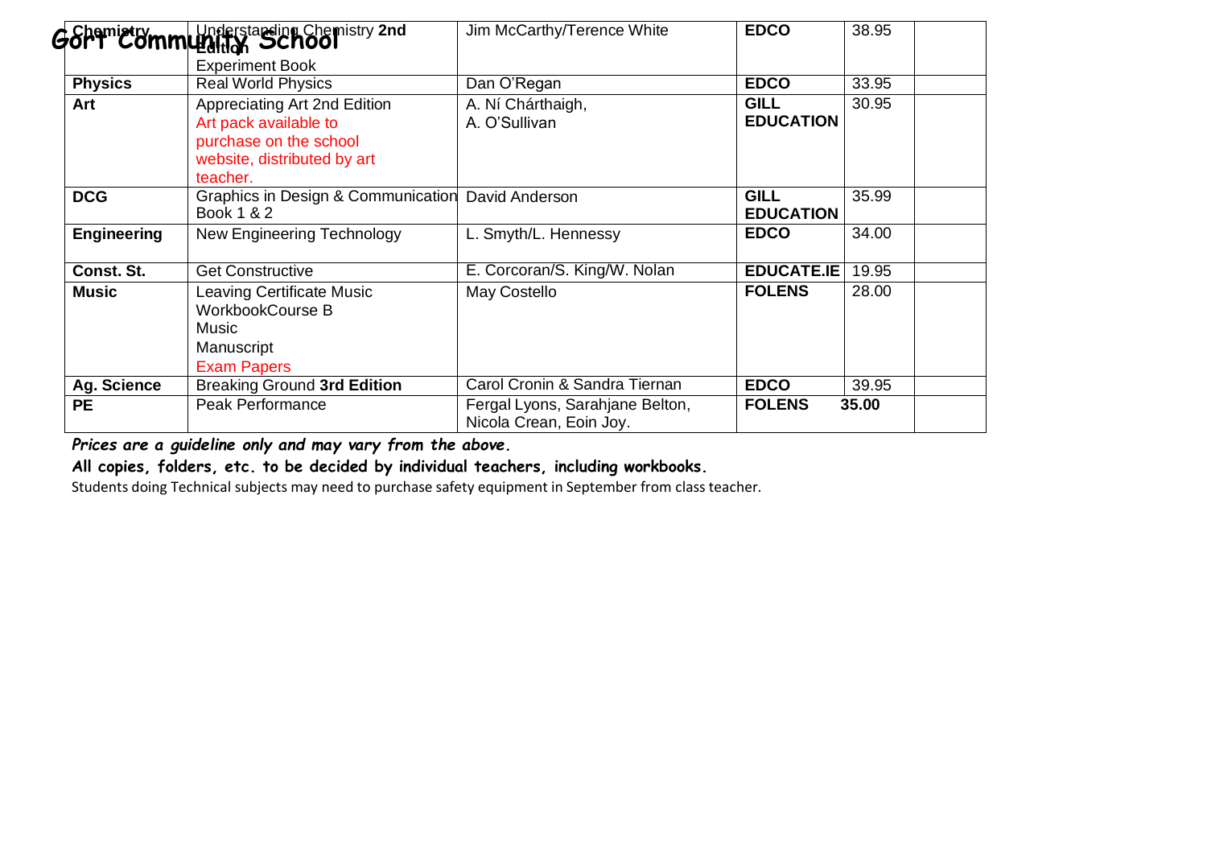Gort Community School

| | | | | | |
|---|---|---|---|---|---|
| **Chemistry** | Understanding Chemistry **2nd Edition** Experiment Book | Jim McCarthy/Terence White | **EDCO** | 38.95 | |
| **Physics** | Real World Physics | Dan O'Regan | **EDCO** | 33.95 | |
| **Art** | Appreciating Art 2nd Edition Art pack available to purchase on the school website, distributed by art teacher. | A. Ní Chárthaigh, A. O'Sullivan | **GILL EDUCATION** | 30.95 | |
| **DCG** | Graphics in Design & Communication Book 1 & 2 | David Anderson | **GILL EDUCATION** | 35.99 | |
| **Engineering** | New Engineering Technology | L. Smyth/L. Hennessy | **EDCO** | 34.00 | |
| **Const. St.** | Get Constructive | E. Corcoran/S. King/W. Nolan | **EDUCATE.IE** | 19.95 | |
| **Music** | Leaving Certificate Music WorkbookCourse B Music Manuscript Exam Papers | May Costello | **FOLENS** | 28.00 | |
| **Ag. Science** | Breaking Ground **3rd Edition** | Carol Cronin & Sandra Tiernan | **EDCO** | 39.95 | |
| **PE** | Peak Performance | Fergal Lyons, Sarahjane Belton, Nicola Crean, Eoin Joy. | **FOLENS** | **35.00** | |

***Prices are a guideline only and may vary from the above.***

**All copies, folders, etc. to be decided by individual teachers, including workbooks.**

Students doing Technical subjects may need to purchase safety equipment in September from class teacher.